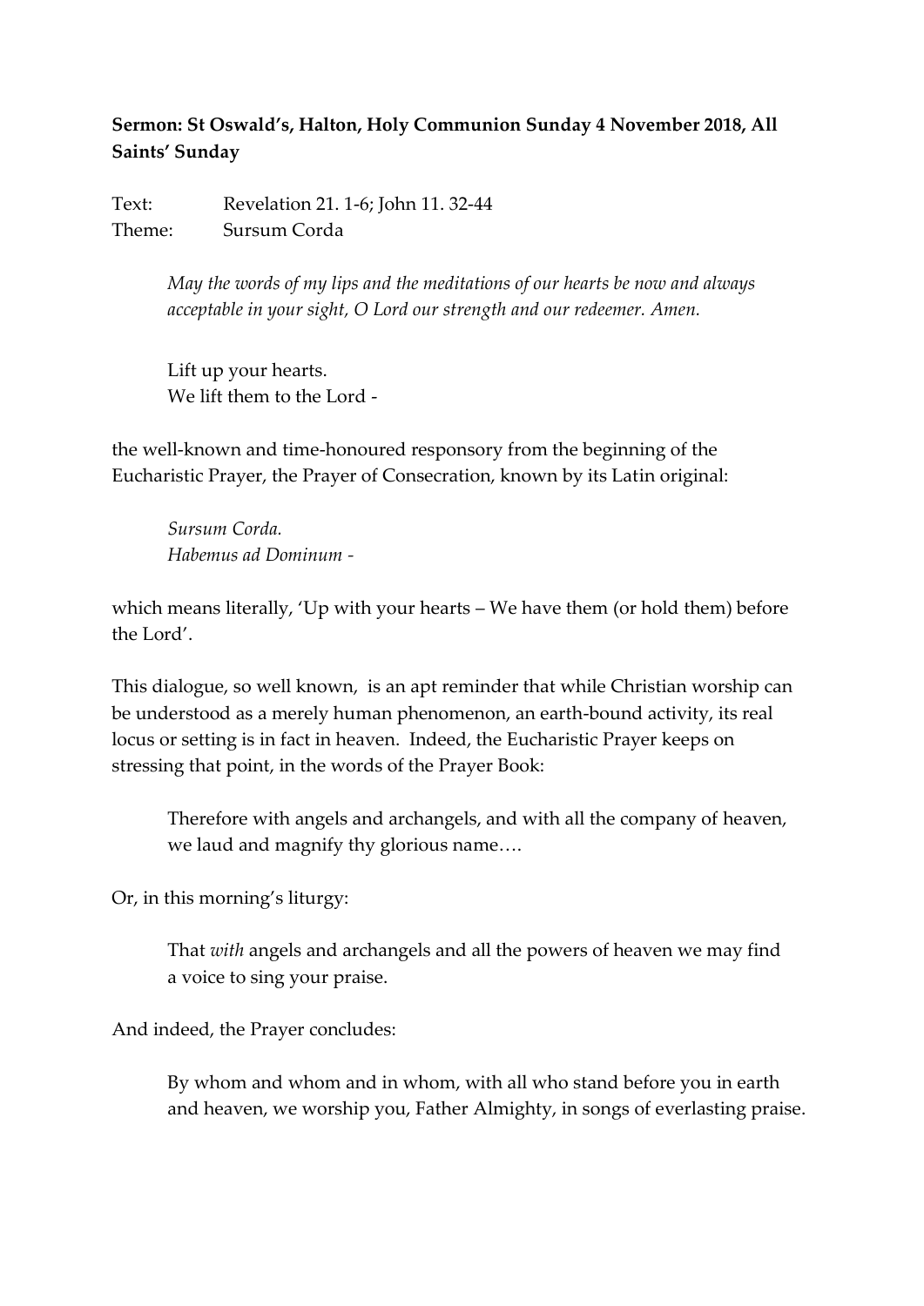**Sermon: St Oswald's, Halton, Holy Communion Sunday 4 November 2018, All Saints' Sunday**

Text: Revelation 21. 1-6; John 11. 32-44
Theme: Sursum Corda

> *May the words of my lips and the meditations of our hearts be now and always acceptable in your sight, O Lord our strength and our redeemer. Amen.*

> Lift up your hearts.
> We lift them to the Lord -

the well-known and time-honoured responsory from the beginning of the Eucharistic Prayer, the Prayer of Consecration, known by its Latin original:

> *Sursum Corda.*
> *Habemus ad Dominum -*

which means literally, 'Up with your hearts – We have them (or hold them) before the Lord'.

This dialogue, so well known, is an apt reminder that while Christian worship can be understood as a merely human phenomenon, an earth-bound activity, its real locus or setting is in fact in heaven. Indeed, the Eucharistic Prayer keeps on stressing that point, in the words of the Prayer Book:

> Therefore with angels and archangels, and with all the company of heaven, we laud and magnify thy glorious name….

Or, in this morning's liturgy:

> That *with* angels and archangels and all the powers of heaven we may find a voice to sing your praise.

And indeed, the Prayer concludes:

> By whom and whom and in whom, with all who stand before you in earth and heaven, we worship you, Father Almighty, in songs of everlasting praise.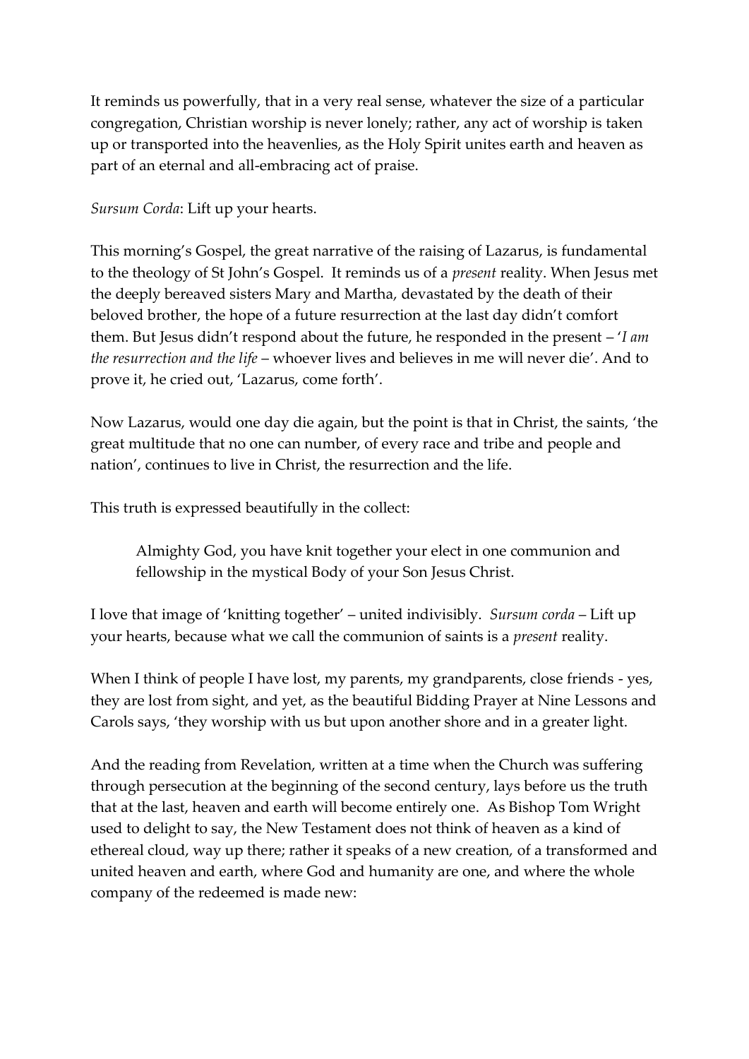It reminds us powerfully, that in a very real sense, whatever the size of a particular congregation, Christian worship is never lonely; rather, any act of worship is taken up or transported into the heavenlies, as the Holy Spirit unites earth and heaven as part of an eternal and all-embracing act of praise.

*Sursum Corda*: Lift up your hearts.

This morning's Gospel, the great narrative of the raising of Lazarus, is fundamental to the theology of St John's Gospel. It reminds us of a *present* reality. When Jesus met the deeply bereaved sisters Mary and Martha, devastated by the death of their beloved brother, the hope of a future resurrection at the last day didn't comfort them. But Jesus didn't respond about the future, he responded in the present – '*I am the resurrection and the life* – whoever lives and believes in me will never die'. And to prove it, he cried out, 'Lazarus, come forth'.

Now Lazarus, would one day die again, but the point is that in Christ, the saints, 'the great multitude that no one can number, of every race and tribe and people and nation', continues to live in Christ, the resurrection and the life.

This truth is expressed beautifully in the collect:

> Almighty God, you have knit together your elect in one communion and fellowship in the mystical Body of your Son Jesus Christ.

I love that image of 'knitting together' – united indivisibly. *Sursum corda* – Lift up your hearts, because what we call the communion of saints is a *present* reality.

When I think of people I have lost, my parents, my grandparents, close friends - yes, they are lost from sight, and yet, as the beautiful Bidding Prayer at Nine Lessons and Carols says, 'they worship with us but upon another shore and in a greater light.

And the reading from Revelation, written at a time when the Church was suffering through persecution at the beginning of the second century, lays before us the truth that at the last, heaven and earth will become entirely one. As Bishop Tom Wright used to delight to say, the New Testament does not think of heaven as a kind of ethereal cloud, way up there; rather it speaks of a new creation, of a transformed and united heaven and earth, where God and humanity are one, and where the whole company of the redeemed is made new: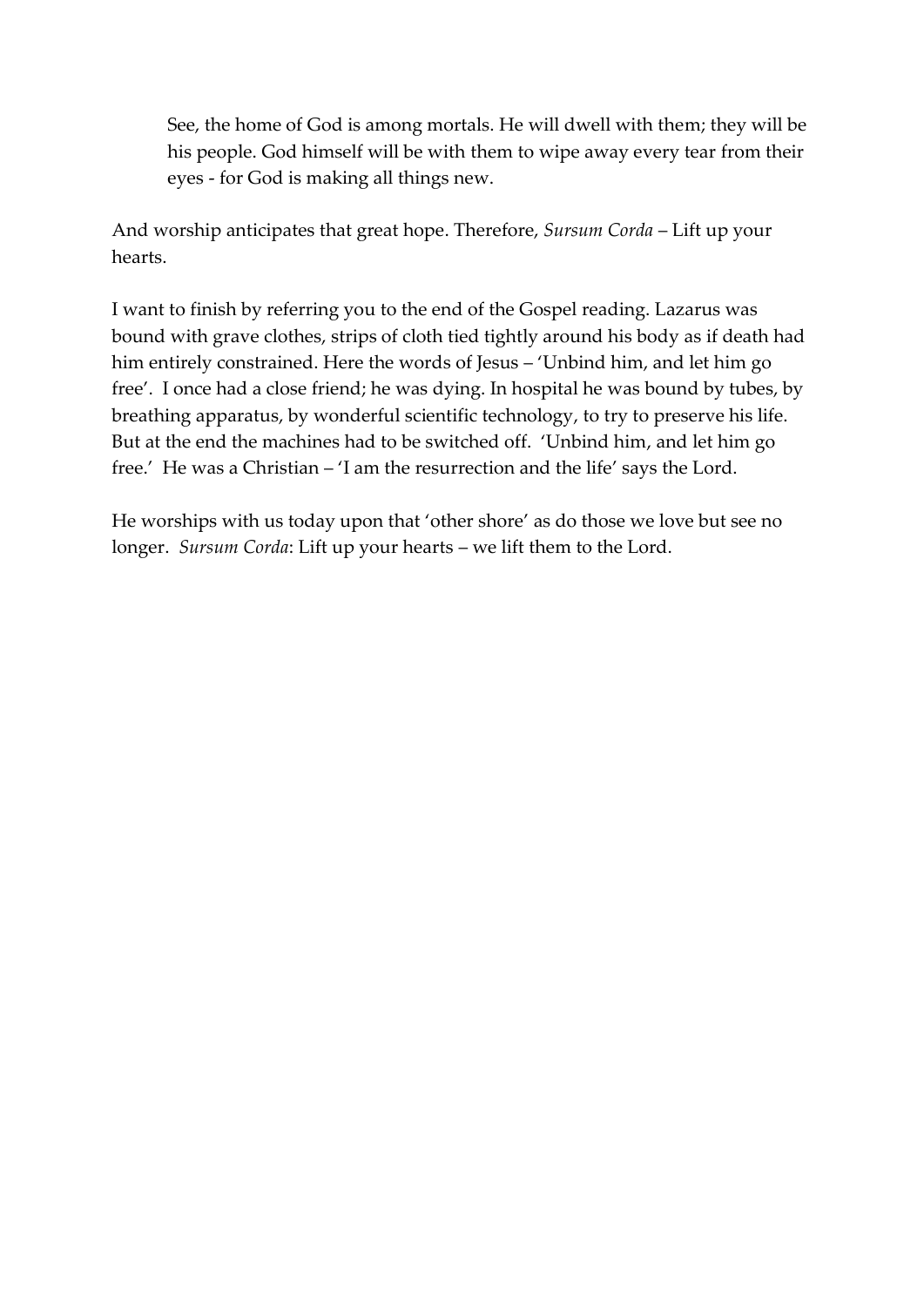> See, the home of God is among mortals. He will dwell with them; they will be his people. God himself will be with them to wipe away every tear from their eyes - for God is making all things new.

And worship anticipates that great hope. Therefore, *Sursum Corda* – Lift up your hearts.

I want to finish by referring you to the end of the Gospel reading. Lazarus was bound with grave clothes, strips of cloth tied tightly around his body as if death had him entirely constrained. Here the words of Jesus – 'Unbind him, and let him go free'. I once had a close friend; he was dying. In hospital he was bound by tubes, by breathing apparatus, by wonderful scientific technology, to try to preserve his life. But at the end the machines had to be switched off. 'Unbind him, and let him go free.' He was a Christian – 'I am the resurrection and the life' says the Lord.

He worships with us today upon that 'other shore' as do those we love but see no longer. *Sursum Corda*: Lift up your hearts – we lift them to the Lord.